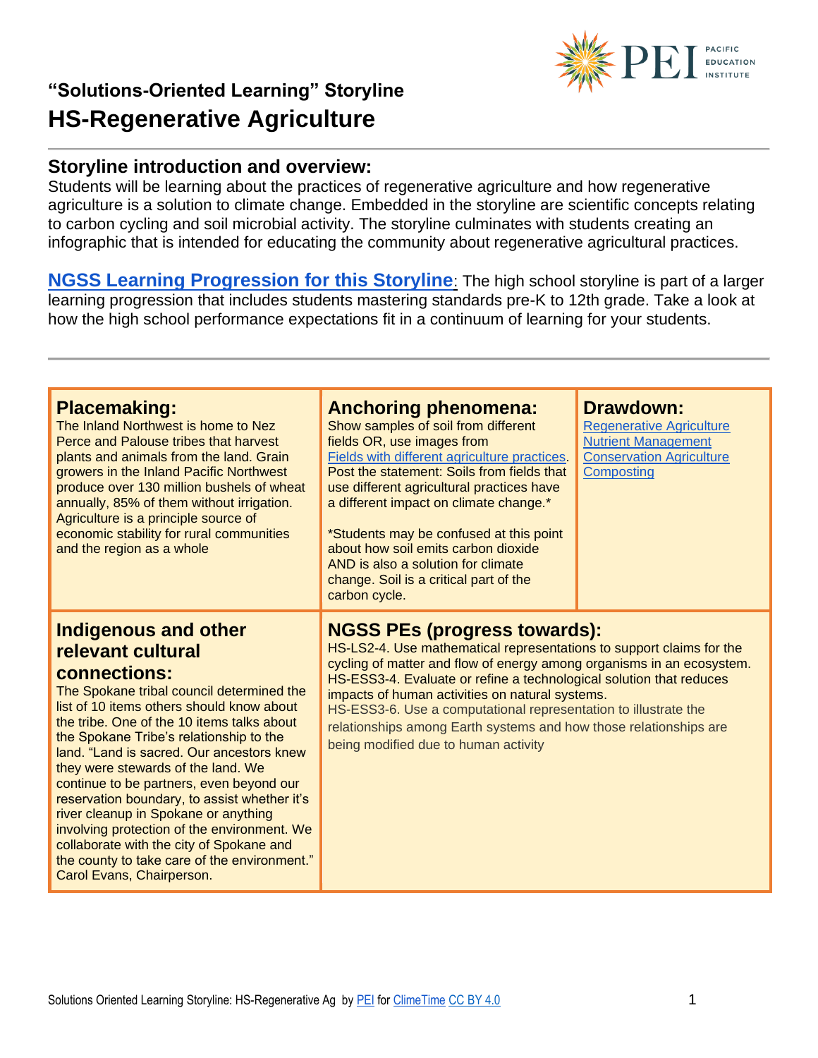## "Solutions-Oriented Learning" Storyline

# HS-Regenerative Agriculture

## Storyline introduction and overview:

Students will be learning about the practices of regenerative agriculture and how regenerative agriculture is a solution to climate change. Embedded in the storyline are scientific concepts relating to carbon cycling and soil microbial activity. The storyline culminates with students creating an infographic that is intended for educating the community about regenerative agricultural practices.

**NGSS Learning Progression for this Storyline**: The high school storyline is part of a larger learning progression that includes students mastering standards pre-K to 12th grade. Take a look at how the high school performance expectations fit in a continuum of learning for your students.

### Placemaking:

The Inland Northwest is home to Nez Perce and Palouse tribes that harvest plants and animals from the land. Grain growers in the Inland Pacific Northwest produce over 130 million bushels of wheat annually, 85% of them without irrigation. Agriculture is a principle source of economic stability for rural communities and the region as a whole

### Anchoring phenomena:

Show samples of soil from different fields OR, use images from Fields with different agriculture practices. Post the statement: Soils from fields that use different agricultural practices have a different impact on climate change.*

*Students may be confused at this point about how soil emits carbon dioxide AND is also a solution for climate change. Soil is a critical part of the carbon cycle.

### Drawdown:

- Regenerative Agriculture
- Nutrient Management
- Conservation Agriculture
- Composting

### Indigenous and other relevant cultural connections:

The Spokane tribal council determined the list of 10 items others should know about the tribe. One of the 10 items talks about the Spokane Tribe's relationship to the land. "Land is sacred. Our ancestors knew they were stewards of the land. We continue to be partners, even beyond our reservation boundary, to assist whether it's river cleanup in Spokane or anything involving protection of the environment. We collaborate with the city of Spokane and the county to take care of the environment." Carol Evans, Chairperson.

### NGSS PEs (progress towards):

HS-LS2-4. Use mathematical representations to support claims for the cycling of matter and flow of energy among organisms in an ecosystem.
HS-ESS3-4. Evaluate or refine a technological solution that reduces impacts of human activities on natural systems.
HS-ESS3-6. Use a computational representation to illustrate the relationships among Earth systems and how those relationships are being modified due to human activity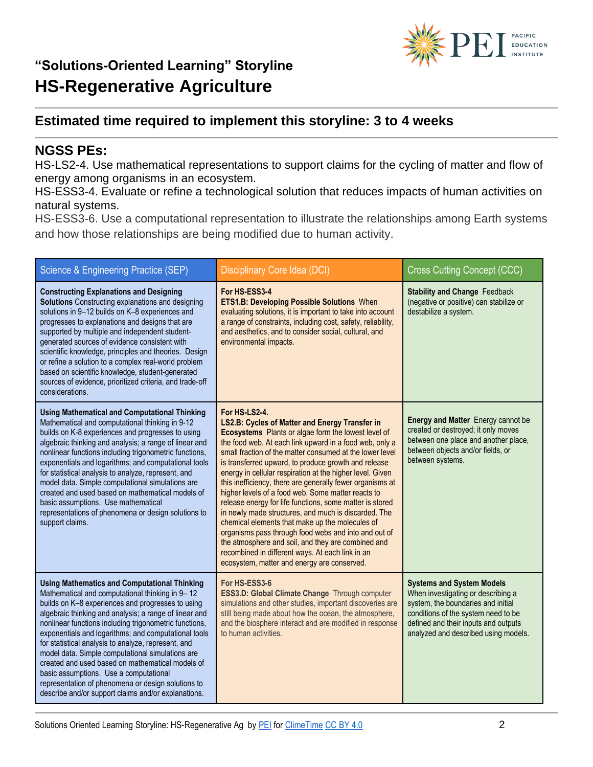## "Solutions-Oriented Learning" Storyline

# HS-Regenerative Agriculture

## Estimated time required to implement this storyline: 3 to 4 weeks

## NGSS PEs:

HS-LS2-4. Use mathematical representations to support claims for the cycling of matter and flow of energy among organisms in an ecosystem.
HS-ESS3-4. Evaluate or refine a technological solution that reduces impacts of human activities on natural systems.
HS-ESS3-6. Use a computational representation to illustrate the relationships among Earth systems and how those relationships are being modified due to human activity.

| Science & Engineering Practice (SEP) | Disciplinary Core Idea (DCI) | Cross Cutting Concept (CCC) |
|---|---|---|
| **Constructing Explanations and Designing Solutions** Constructing explanations and designing solutions in 9–12 builds on K–8 experiences and progresses to explanations and designs that are supported by multiple and independent student-generated sources of evidence consistent with scientific knowledge, principles and theories. Design or refine a solution to a complex real-world problem based on scientific knowledge, student-generated sources of evidence, prioritized criteria, and trade-off considerations. | **For HS-ESS3-4** **ETS1.B: Developing Possible Solutions** When evaluating solutions, it is important to take into account a range of constraints, including cost, safety, reliability, and aesthetics, and to consider social, cultural, and environmental impacts. | **Stability and Change** Feedback (negative or positive) can stabilize or destabilize a system. |
| **Using Mathematical and Computational Thinking** Mathematical and computational thinking in 9-12 builds on K-8 experiences and progresses to using algebraic thinking and analysis; a range of linear and nonlinear functions including trigonometric functions, exponentials and logarithms; and computational tools for statistical analysis to analyze, represent, and model data. Simple computational simulations are created and used based on mathematical models of basic assumptions. Use mathematical representations of phenomena or design solutions to support claims. | **For HS-LS2-4.** **LS2.B: Cycles of Matter and Energy Transfer in Ecosystems** Plants or algae form the lowest level of the food web. At each link upward in a food web, only a small fraction of the matter consumed at the lower level is transferred upward, to produce growth and release energy in cellular respiration at the higher level. Given this inefficiency, there are generally fewer organisms at higher levels of a food web. Some matter reacts to release energy for life functions, some matter is stored in newly made structures, and much is discarded. The chemical elements that make up the molecules of organisms pass through food webs and into and out of the atmosphere and soil, and they are combined and recombined in different ways. At each link in an ecosystem, matter and energy are conserved. | **Energy and Matter** Energy cannot be created or destroyed; it only moves between one place and another place, between objects and/or fields, or between systems. |
| **Using Mathematics and Computational Thinking** Mathematical and computational thinking in 9– 12 builds on K–8 experiences and progresses to using algebraic thinking and analysis; a range of linear and nonlinear functions including trigonometric functions, exponentials and logarithms; and computational tools for statistical analysis to analyze, represent, and model data. Simple computational simulations are created and used based on mathematical models of basic assumptions. Use a computational representation of phenomena or design solutions to describe and/or support claims and/or explanations. | **For HS-ESS3-6** **ESS3.D: Global Climate Change** Through computer simulations and other studies, important discoveries are still being made about how the ocean, the atmosphere, and the biosphere interact and are modified in response to human activities. | **Systems and System Models** When investigating or describing a system, the boundaries and initial conditions of the system need to be defined and their inputs and outputs analyzed and described using models. |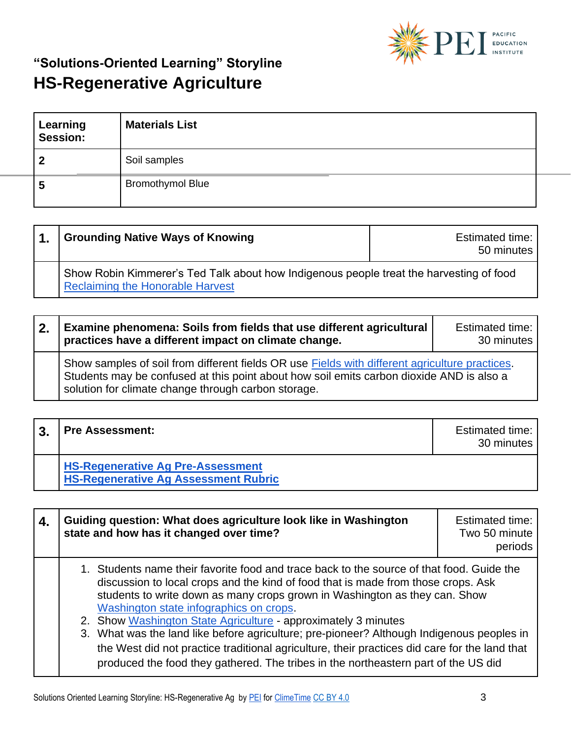## "Solutions-Oriented Learning" Storyline

# HS-Regenerative Agriculture

| Learning Session: | Materials List |
| --- | --- |
| 2 | Soil samples |
| 5 | Bromothymol Blue |

| 1. | Grounding Native Ways of Knowing | Estimated time: 50 minutes |
| --- | --- | --- |
| | Show Robin Kimmerer's Ted Talk about how Indigenous people treat the harvesting of food [Reclaiming the Honorable Harvest](Reclaiming the Honorable Harvest) | |

| 2. | Examine phenomena: Soils from fields that use different agricultural practices have a different impact on climate change. | Estimated time: 30 minutes |
| --- | --- | --- |
| | Show samples of soil from different fields OR use [Fields with different agriculture practices](Fields with different agriculture practices). Students may be confused at this point about how soil emits carbon dioxide AND is also a solution for climate change through carbon storage. | |

| 3. | Pre Assessment: | Estimated time: 30 minutes |
| --- | --- | --- |
| | **[HS-Regenerative Ag Pre-Assessment](HS-Regenerative Ag Pre-Assessment)**<br>**[HS-Regenerative Ag Assessment Rubric](HS-Regenerative Ag Assessment Rubric)** | |

| 4. | Guiding question: What does agriculture look like in Washington state and how has it changed over time? | Estimated time: Two 50 minute periods |
| --- | --- | --- |
| | 1. Students name their favorite food and trace back to the source of that food. Guide the discussion to local crops and the kind of food that is made from those crops. Ask students to write down as many crops grown in Washington as they can. Show [Washington state infographics on crops](Washington state infographics on crops).<br>2. Show [Washington State Agriculture](Washington State Agriculture) - approximately 3 minutes<br>3. What was the land like before agriculture; pre-pioneer? Although Indigenous peoples in the West did not practice traditional agriculture, their practices did care for the land that produced the food they gathered. The tribes in the northeastern part of the US did | |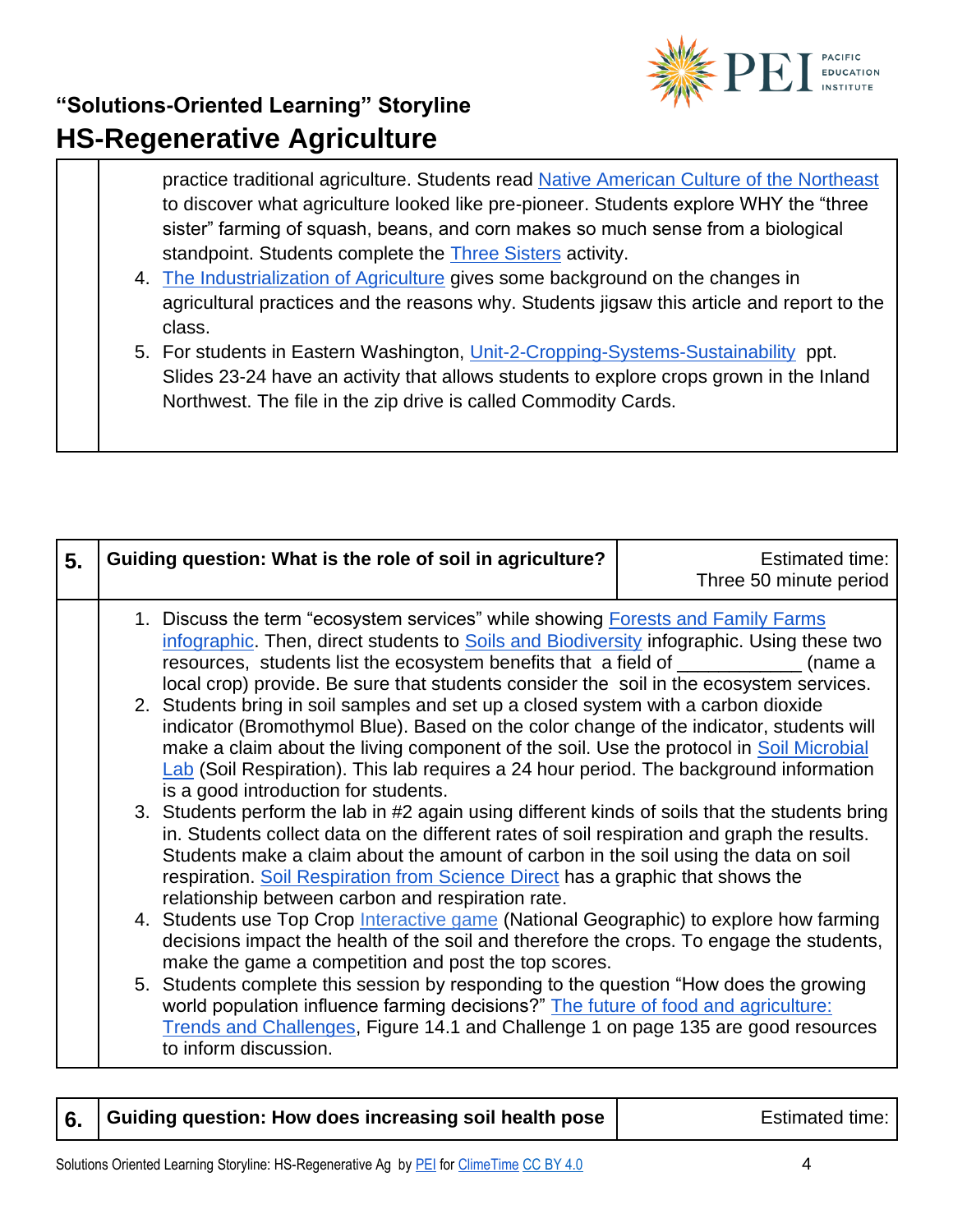practice traditional agriculture. Students read [Native American Culture of the Northeast](#) to discover what agriculture looked like pre-pioneer. Students explore WHY the "three sister" farming of squash, beans, and corn makes so much sense from a biological standpoint. Students complete the [Three Sisters](#) activity.

4. [The Industrialization of Agriculture](#) gives some background on the changes in agricultural practices and the reasons why. Students jigsaw this article and report to the class.
5. For students in Eastern Washington, [Unit-2-Cropping-Systems-Sustainability](#) ppt. Slides 23-24 have an activity that allows students to explore crops grown in the Inland Northwest. The file in the zip drive is called Commodity Cards.

| 5. | **Guiding question: What is the role of soil in agriculture?** | Estimated time: Three 50 minute period |
|---|---|---|

1. Discuss the term "ecosystem services" while showing [Forests and Family Farms infographic](#). Then, direct students to [Soils and Biodiversity](#) infographic. Using these two resources, students list the ecosystem benefits that a field of ____________ (name a local crop) provide. Be sure that students consider the soil in the ecosystem services.
2. Students bring in soil samples and set up a closed system with a carbon dioxide indicator (Bromothymol Blue). Based on the color change of the indicator, students will make a claim about the living component of the soil. Use the protocol in [Soil Microbial Lab](#) (Soil Respiration). This lab requires a 24 hour period. The background information is a good introduction for students.
3. Students perform the lab in #2 again using different kinds of soils that the students bring in. Students collect data on the different rates of soil respiration and graph the results. Students make a claim about the amount of carbon in the soil using the data on soil respiration. [Soil Respiration from Science Direct](#) has a graphic that shows the relationship between carbon and respiration rate.
4. Students use Top Crop [Interactive game](#) (National Geographic) to explore how farming decisions impact the health of the soil and therefore the crops. To engage the students, make the game a competition and post the top scores.
5. Students complete this session by responding to the question "How does the growing world population influence farming decisions?" [The future of food and agriculture: Trends and Challenges](#), Figure 14.1 and Challenge 1 on page 135 are good resources to inform discussion.

| 6. | **Guiding question: How does increasing soil health pose** | Estimated time: |
|---|---|---|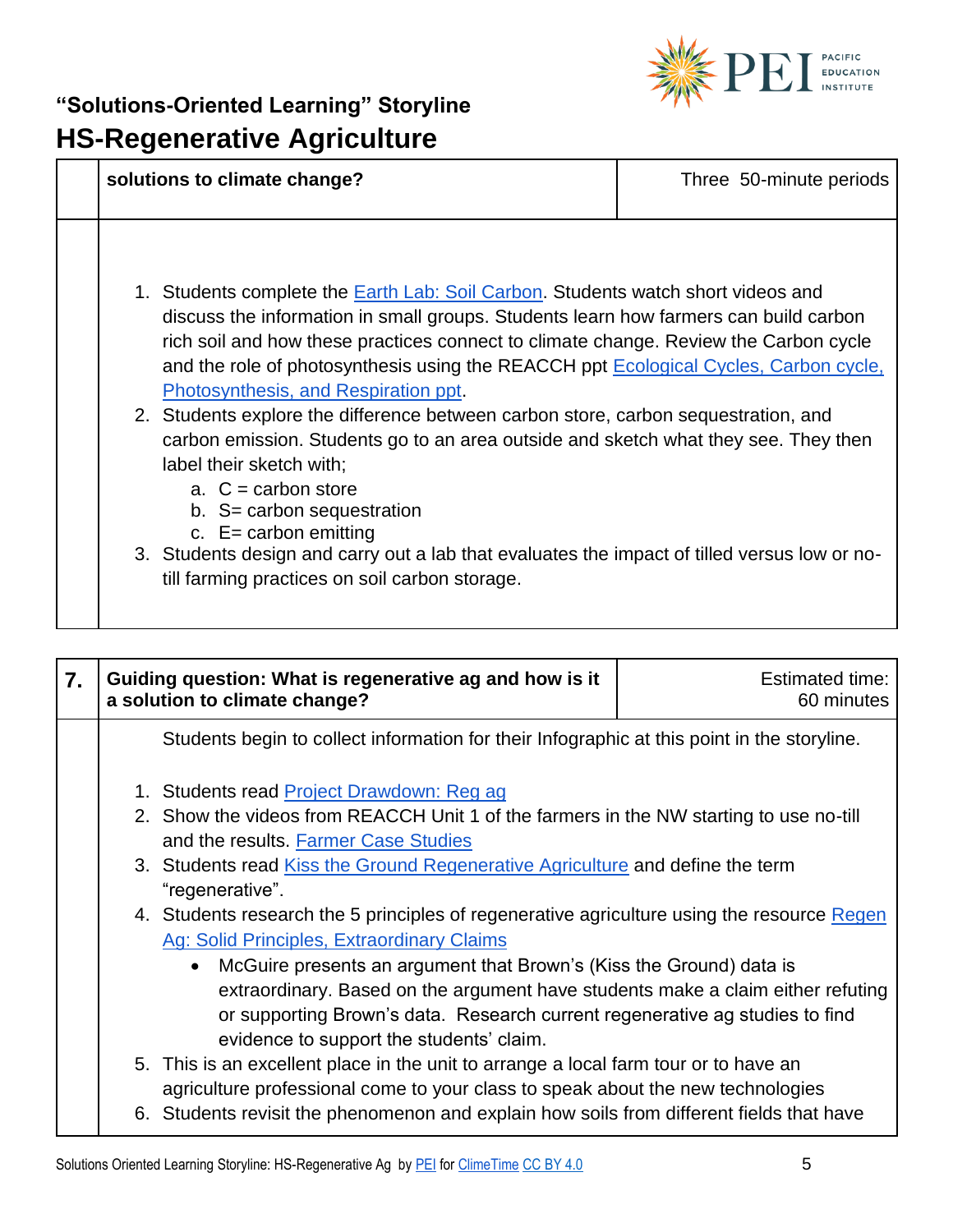| | solutions to climate change? | Three 50-minute periods |
|---|---|---|
| | 1. Students complete the [Earth Lab: Soil Carbon](). Students watch short videos and discuss the information in small groups. Students learn how farmers can build carbon rich soil and how these practices connect to climate change. Review the Carbon cycle and the role of photosynthesis using the REACCH ppt [Ecological Cycles, Carbon cycle, Photosynthesis, and Respiration ppt]().<br>2. Students explore the difference between carbon store, carbon sequestration, and carbon emission. Students go to an area outside and sketch what they see. They then label their sketch with;<br>&nbsp;&nbsp;&nbsp;a. C = carbon store<br>&nbsp;&nbsp;&nbsp;b. S= carbon sequestration<br>&nbsp;&nbsp;&nbsp;c. E= carbon emitting<br>3. Students design and carry out a lab that evaluates the impact of tilled versus low or no-till farming practices on soil carbon storage. | |

| 7. | Guiding question: What is regenerative ag and how is it a solution to climate change? | Estimated time: 60 minutes |
|---|---|---|
| | Students begin to collect information for their Infographic at this point in the storyline.<br><br>1. Students read [Project Drawdown: Reg ag]()<br>2. Show the videos from REACCH Unit 1 of the farmers in the NW starting to use no-till and the results. [Farmer Case Studies]()<br>3. Students read [Kiss the Ground Regenerative Agriculture]() and define the term "regenerative".<br>4. Students research the 5 principles of regenerative agriculture using the resource [Regen Ag: Solid Principles, Extraordinary Claims]()<br>&nbsp;&nbsp;&nbsp;• McGuire presents an argument that Brown's (Kiss the Ground) data is extraordinary. Based on the argument have students make a claim either refuting or supporting Brown's data. Research current regenerative ag studies to find evidence to support the students' claim.<br>5. This is an excellent place in the unit to arrange a local farm tour or to have an agriculture professional come to your class to speak about the new technologies<br>6. Students revisit the phenomenon and explain how soils from different fields that have | |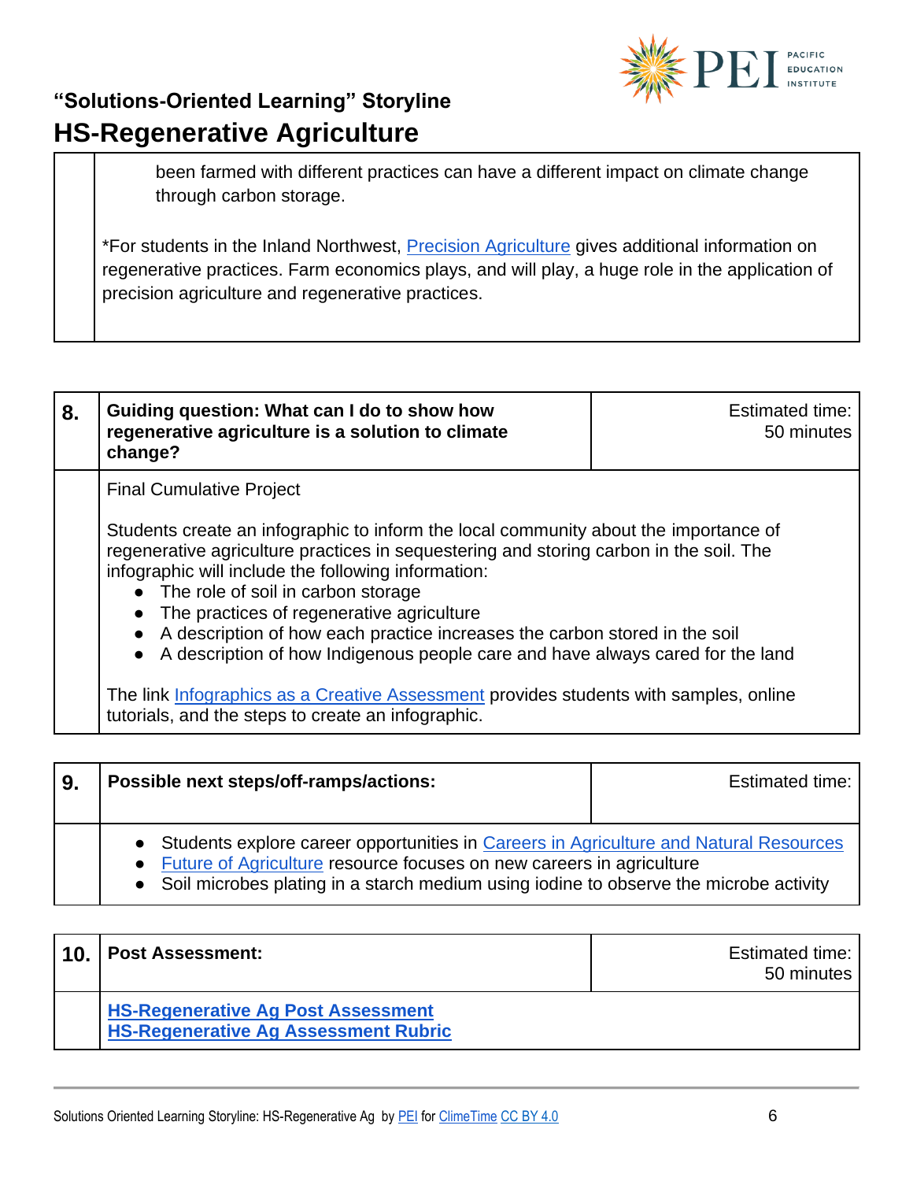been farmed with different practices can have a different impact on climate change through carbon storage.

*For students in the Inland Northwest, Precision Agriculture gives additional information on regenerative practices. Farm economics plays, and will play, a huge role in the application of precision agriculture and regenerative practices.

| 8. | Guiding question: What can I do to show how regenerative agriculture is a solution to climate change? | Estimated time: 50 minutes |
|---|---|---|
| | Final Cumulative Project<br><br>Students create an infographic to inform the local community about the importance of regenerative agriculture practices in sequestering and storing carbon in the soil. The infographic will include the following information:<br>● The role of soil in carbon storage<br>● The practices of regenerative agriculture<br>● A description of how each practice increases the carbon stored in the soil<br>● A description of how Indigenous people care and have always cared for the land<br><br>The link Infographics as a Creative Assessment provides students with samples, online tutorials, and the steps to create an infographic. | |

| 9. | Possible next steps/off-ramps/actions: | Estimated time: |
|---|---|---|
| | ● Students explore career opportunities in Careers in Agriculture and Natural Resources<br>● Future of Agriculture resource focuses on new careers in agriculture<br>● Soil microbes plating in a starch medium using iodine to observe the microbe activity | |

| 10. | Post Assessment: | Estimated time: 50 minutes |
|---|---|---|
| | **HS-Regenerative Ag Post Assessment**<br>**HS-Regenerative Ag Assessment Rubric** | |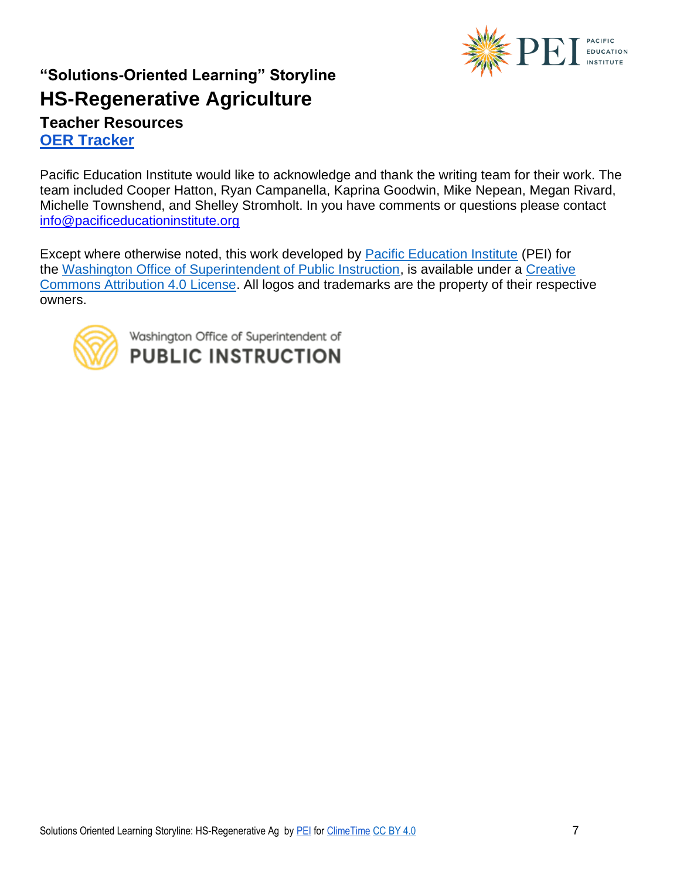## "Solutions-Oriented Learning" Storyline

# HS-Regenerative Agriculture

### Teacher Resources

### [OER Tracker]

Pacific Education Institute would like to acknowledge and thank the writing team for their work. The team included Cooper Hatton, Ryan Campanella, Kaprina Goodwin, Mike Nepean, Megan Rivard, Michelle Townshend, and Shelley Stromholt. In you have comments or questions please contact info@pacificeducationinstitute.org

Except where otherwise noted, this work developed by Pacific Education Institute (PEI) for the Washington Office of Superintendent of Public Instruction, is available under a Creative Commons Attribution 4.0 License. All logos and trademarks are the property of their respective owners.